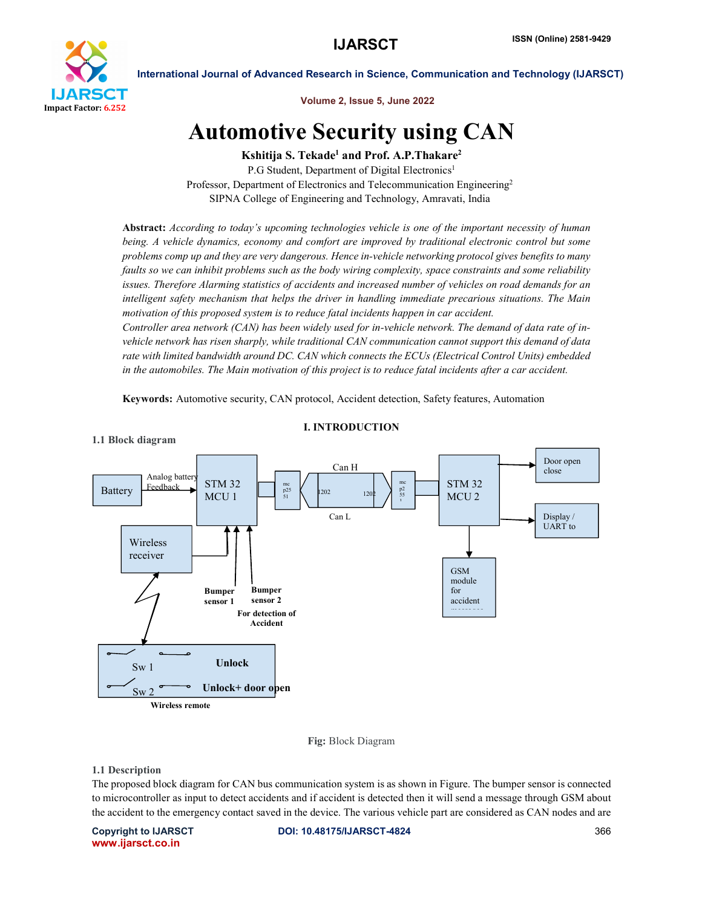# Automotive Security using CAN

**Kshitija S. Tekade[1] and Prof. A.P.Thakare[2]**

P.G Student, Department of Digital Electronics[1]

Professor, Department of Electronics and Telecommunication Engineering[2]

SIPNA College of Engineering and Technology, Amravati, India

**Abstract:** *According to today's upcoming technologies vehicle is one of the important necessity of human being. A vehicle dynamics, economy and comfort are improved by traditional electronic control but some problems comp up and they are very dangerous. Hence in-vehicle networking protocol gives benefits to many faults so we can inhibit problems such as the body wiring complexity, space constraints and some reliability issues. Therefore Alarming statistics of accidents and increased number of vehicles on road demands for an intelligent safety mechanism that helps the driver in handling immediate precarious situations. The Main motivation of this proposed system is to reduce fatal incidents happen in car accident.*

*Controller area network (CAN) has been widely used for in-vehicle network. The demand of data rate of in-vehicle network has risen sharply, while traditional CAN communication cannot support this demand of data rate with limited bandwidth around DC. CAN which connects the ECUs (Electrical Control Units) embedded in the automobiles. The Main motivation of this project is to reduce fatal incidents after a car accident.*

**Keywords:** Automotive security, CAN protocol, Accident detection, Safety features, Automation

## I. INTRODUCTION

### 1.1 Block diagram

Battery — Analog battery Feedback → STM 32 MCU 1; Wireless receiver → STM 32 MCU 1; Bumper sensor 1, Bumper sensor 2 (For detection of Accident) → STM 32 MCU 1; STM 32 MCU 1 — mcp2551 — Can H / Can L (120Ω, 120Ω) — mcp2551 — STM 32 MCU 2; STM 32 MCU 2 → Door open close; STM 32 MCU 2 → Display / UART to; STM 32 MCU 2 → GSM module for accident message; Wireless remote (Sw 1: Unlock; Sw 2: Unlock+ door open) → Wireless receiver

**Fig:** Block Diagram

### 1.1 Description

The proposed block diagram for CAN bus communication system is as shown in Figure. The bumper sensor is connected to microcontroller as input to detect accidents and if accident is detected then it will send a message through GSM about the accident to the emergency contact saved in the device. The various vehicle part are considered as CAN nodes and are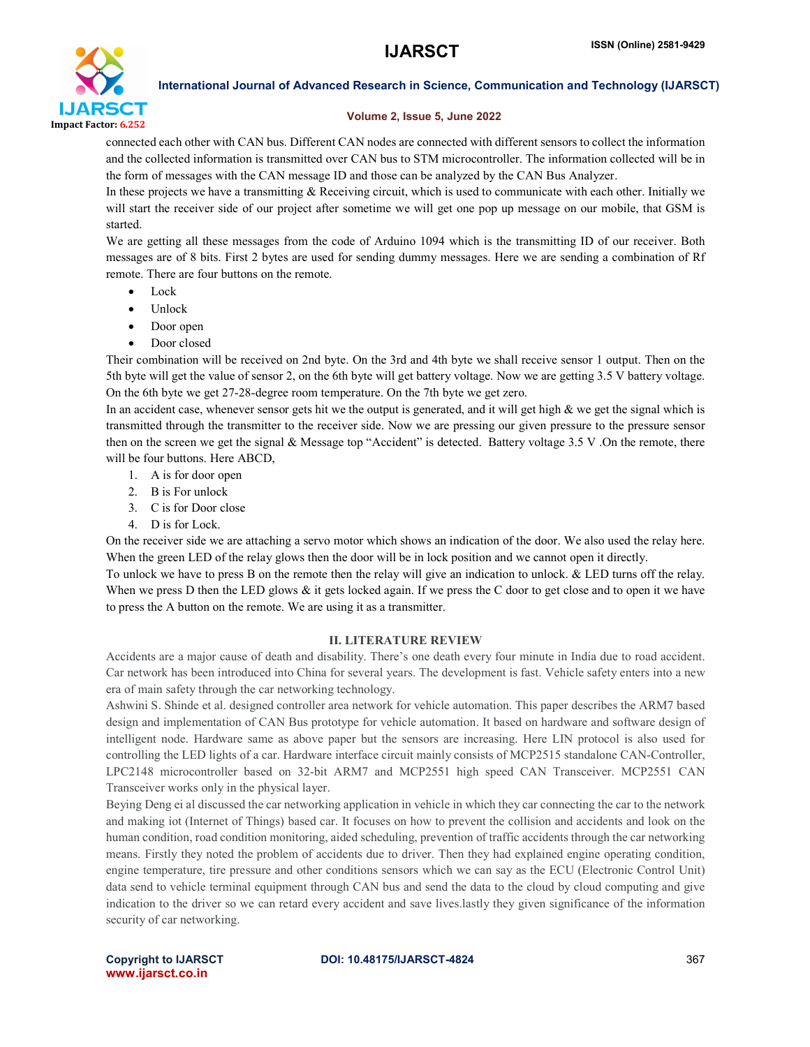connected each other with CAN bus. Different CAN nodes are connected with different sensors to collect the information and the collected information is transmitted over CAN bus to STM microcontroller. The information collected will be in the form of messages with the CAN message ID and those can be analyzed by the CAN Bus Analyzer.

In these projects we have a transmitting & Receiving circuit, which is used to communicate with each other. Initially we will start the receiver side of our project after sometime we will get one pop up message on our mobile, that GSM is started.

We are getting all these messages from the code of Arduino 1094 which is the transmitting ID of our receiver. Both messages are of 8 bits. First 2 bytes are used for sending dummy messages. Here we are sending a combination of Rf remote. There are four buttons on the remote.

- Lock
- Unlock
- Door open
- Door closed

Their combination will be received on 2nd byte. On the 3rd and 4th byte we shall receive sensor 1 output. Then on the 5th byte will get the value of sensor 2, on the 6th byte will get battery voltage. Now we are getting 3.5 V battery voltage. On the 6th byte we get 27-28-degree room temperature. On the 7th byte we get zero.

In an accident case, whenever sensor gets hit we the output is generated, and it will get high & we get the signal which is transmitted through the transmitter to the receiver side. Now we are pressing our given pressure to the pressure sensor then on the screen we get the signal & Message top "Accident" is detected. Battery voltage 3.5 V .On the remote, there will be four buttons. Here ABCD,

1. A is for door open
2. B is For unlock
3. C is for Door close
4. D is for Lock.

On the receiver side we are attaching a servo motor which shows an indication of the door. We also used the relay here. When the green LED of the relay glows then the door will be in lock position and we cannot open it directly.

To unlock we have to press B on the remote then the relay will give an indication to unlock. & LED turns off the relay. When we press D then the LED glows & it gets locked again. If we press the C door to get close and to open it we have to press the A button on the remote. We are using it as a transmitter.

## II. LITERATURE REVIEW

Accidents are a major cause of death and disability. There's one death every four minute in India due to road accident. Car network has been introduced into China for several years. The development is fast. Vehicle safety enters into a new era of main safety through the car networking technology.

Ashwini S. Shinde et al. designed controller area network for vehicle automation. This paper describes the ARM7 based design and implementation of CAN Bus prototype for vehicle automation. It based on hardware and software design of intelligent node. Hardware same as above paper but the sensors are increasing. Here LIN protocol is also used for controlling the LED lights of a car. Hardware interface circuit mainly consists of MCP2515 standalone CAN-Controller, LPC2148 microcontroller based on 32-bit ARM7 and MCP2551 high speed CAN Transceiver. MCP2551 CAN Transceiver works only in the physical layer.

Beying Deng ei al discussed the car networking application in vehicle in which they car connecting the car to the network and making iot (Internet of Things) based car. It focuses on how to prevent the collision and accidents and look on the human condition, road condition monitoring, aided scheduling, prevention of traffic accidents through the car networking means. Firstly they noted the problem of accidents due to driver. Then they had explained engine operating condition, engine temperature, tire pressure and other conditions sensors which we can say as the ECU (Electronic Control Unit) data send to vehicle terminal equipment through CAN bus and send the data to the cloud by cloud computing and give indication to the driver so we can retard every accident and save lives.lastly they given significance of the information security of car networking.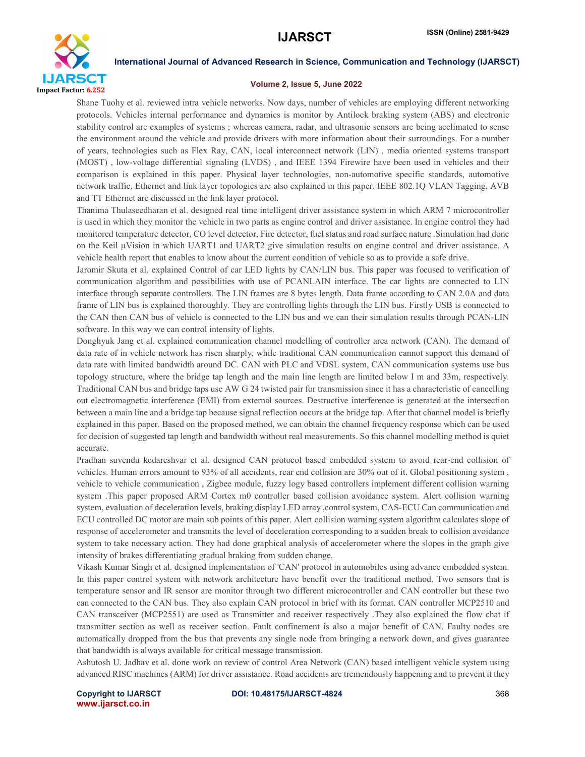Shane Tuohy et al. reviewed intra vehicle networks. Now days, number of vehicles are employing different networking protocols. Vehicles internal performance and dynamics is monitor by Antilock braking system (ABS) and electronic stability control are examples of systems ; whereas camera, radar, and ultrasonic sensors are being acclimated to sense the environment around the vehicle and provide drivers with more information about their surroundings. For a number of years, technologies such as Flex Ray, CAN, local interconnect network (LIN) , media oriented systems transport (MOST) , low-voltage differential signaling (LVDS) , and IEEE 1394 Firewire have been used in vehicles and their comparison is explained in this paper. Physical layer technologies, non-automotive specific standards, automotive network traffic, Ethernet and link layer topologies are also explained in this paper. IEEE 802.1Q VLAN Tagging, AVB and TT Ethernet are discussed in the link layer protocol.

Thanima Thulaseedharan et al. designed real time intelligent driver assistance system in which ARM 7 microcontroller is used in which they monitor the vehicle in two parts as engine control and driver assistance. In engine control they had monitored temperature detector, CO level detector, Fire detector, fuel status and road surface nature .Simulation had done on the Keil µVision in which UART1 and UART2 give simulation results on engine control and driver assistance. A vehicle health report that enables to know about the current condition of vehicle so as to provide a safe drive.

Jaromir Skuta et al. explained Control of car LED lights by CAN/LIN bus. This paper was focused to verification of communication algorithm and possibilities with use of PCANLAIN interface. The car lights are connected to LIN interface through separate controllers. The LIN frames are 8 bytes length. Data frame according to CAN 2.0A and data frame of LIN bus is explained thoroughly. They are controlling lights through the LIN bus. Firstly USB is connected to the CAN then CAN bus of vehicle is connected to the LIN bus and we can their simulation results through PCAN-LIN software. In this way we can control intensity of lights.

Donghyuk Jang et al. explained communication channel modelling of controller area network (CAN). The demand of data rate of in vehicle network has risen sharply, while traditional CAN communication cannot support this demand of data rate with limited bandwidth around DC. CAN with PLC and VDSL system, CAN communication systems use bus topology structure, where the bridge tap length and the main line length are limited below I m and 33m, respectively. Traditional CAN bus and bridge taps use AW G 24 twisted pair for transmission since it has a characteristic of cancelling out electromagnetic interference (EMI) from external sources. Destructive interference is generated at the intersection between a main line and a bridge tap because signal reflection occurs at the bridge tap. After that channel model is briefly explained in this paper. Based on the proposed method, we can obtain the channel frequency response which can be used for decision of suggested tap length and bandwidth without real measurements. So this channel modelling method is quiet accurate.

Pradhan suvendu kedareshvar et al. designed CAN protocol based embedded system to avoid rear-end collision of vehicles. Human errors amount to 93% of all accidents, rear end collision are 30% out of it. Global positioning system , vehicle to vehicle communication , Zigbee module, fuzzy logy based controllers implement different collision warning system .This paper proposed ARM Cortex m0 controller based collision avoidance system. Alert collision warning system, evaluation of deceleration levels, braking display LED array ,control system, CAS-ECU Can communication and ECU controlled DC motor are main sub points of this paper. Alert collision warning system algorithm calculates slope of response of accelerometer and transmits the level of deceleration corresponding to a sudden break to collision avoidance system to take necessary action. They had done graphical analysis of accelerometer where the slopes in the graph give intensity of brakes differentiating gradual braking from sudden change.

Vikash Kumar Singh et al. designed implementation of 'CAN' protocol in automobiles using advance embedded system. In this paper control system with network architecture have benefit over the traditional method. Two sensors that is temperature sensor and IR sensor are monitor through two different microcontroller and CAN controller but these two can connected to the CAN bus. They also explain CAN protocol in brief with its format. CAN controller MCP2510 and CAN transceiver (MCP2551) are used as Transmitter and receiver respectively .They also explained the flow chat if transmitter section as well as receiver section. Fault confinement is also a major benefit of CAN. Faulty nodes are automatically dropped from the bus that prevents any single node from bringing a network down, and gives guarantee that bandwidth is always available for critical message transmission.

Ashutosh U. Jadhav et al. done work on review of control Area Network (CAN) based intelligent vehicle system using advanced RISC machines (ARM) for driver assistance. Road accidents are tremendously happening and to prevent it they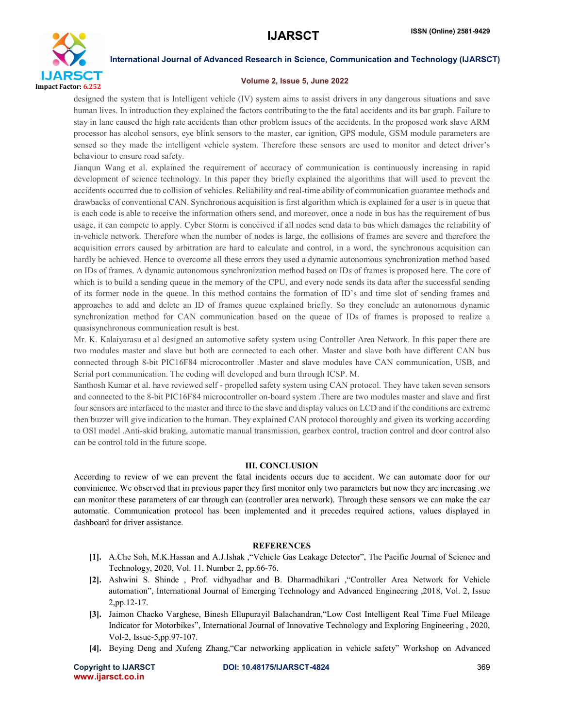designed the system that is Intelligent vehicle (IV) system aims to assist drivers in any dangerous situations and save human lives. In introduction they explained the factors contributing to the the fatal accidents and its bar graph. Failure to stay in lane caused the high rate accidents than other problem issues of the accidents. In the proposed work slave ARM processor has alcohol sensors, eye blink sensors to the master, car ignition, GPS module, GSM module parameters are sensed so they made the intelligent vehicle system. Therefore these sensors are used to monitor and detect driver's behaviour to ensure road safety.

Jianqun Wang et al. explained the requirement of accuracy of communication is continuously increasing in rapid development of science technology. In this paper they briefly explained the algorithms that will used to prevent the accidents occurred due to collision of vehicles. Reliability and real-time ability of communication guarantee methods and drawbacks of conventional CAN. Synchronous acquisition is first algorithm which is explained for a user is in queue that is each code is able to receive the information others send, and moreover, once a node in bus has the requirement of bus usage, it can compete to apply. Cyber Storm is conceived if all nodes send data to bus which damages the reliability of in-vehicle network. Therefore when the number of nodes is large, the collisions of frames are severe and therefore the acquisition errors caused by arbitration are hard to calculate and control, in a word, the synchronous acquisition can hardly be achieved. Hence to overcome all these errors they used a dynamic autonomous synchronization method based on IDs of frames. A dynamic autonomous synchronization method based on IDs of frames is proposed here. The core of which is to build a sending queue in the memory of the CPU, and every node sends its data after the successful sending of its former node in the queue. In this method contains the formation of ID's and time slot of sending frames and approaches to add and delete an ID of frames queue explained briefly. So they conclude an autonomous dynamic synchronization method for CAN communication based on the queue of IDs of frames is proposed to realize a quasisynchronous communication result is best.

Mr. K. Kalaiyarasu et al designed an automotive safety system using Controller Area Network. In this paper there are two modules master and slave but both are connected to each other. Master and slave both have different CAN bus connected through 8-bit PIC16F84 microcontroller .Master and slave modules have CAN communication, USB, and Serial port communication. The coding will developed and burn through ICSP. M.

Santhosh Kumar et al. have reviewed self - propelled safety system using CAN protocol. They have taken seven sensors and connected to the 8-bit PIC16F84 microcontroller on-board system .There are two modules master and slave and first four sensors are interfaced to the master and three to the slave and display values on LCD and if the conditions are extreme then buzzer will give indication to the human. They explained CAN protocol thoroughly and given its working according to OSI model .Anti-skid braking, automatic manual transmission, gearbox control, traction control and door control also can be control told in the future scope.

## III. CONCLUSION

According to review of we can prevent the fatal incidents occurs due to accident. We can automate door for our convinience. We observed that in previous paper they first monitor only two parameters but now they are increasing .we can monitor these parameters of car through can (controller area network). Through these sensors we can make the car automatic. Communication protocol has been implemented and it precedes required actions, values displayed in dashboard for driver assistance.

## REFERENCES

- [1]. A.Che Soh, M.K.Hassan and A.J.Ishak ,"Vehicle Gas Leakage Detector", The Pacific Journal of Science and Technology, 2020, Vol. 11. Number 2, pp.66-76.
- [2]. Ashwini S. Shinde , Prof. vidhyadhar and B. Dharmadhikari ,"Controller Area Network for Vehicle automation", International Journal of Emerging Technology and Advanced Engineering ,2018, Vol. 2, Issue 2,pp.12-17.
- [3]. Jaimon Chacko Varghese, Binesh Ellupurayil Balachandran,"Low Cost Intelligent Real Time Fuel Mileage Indicator for Motorbikes", International Journal of Innovative Technology and Exploring Engineering , 2020, Vol-2, Issue-5,pp.97-107.
- [4]. Beying Deng and Xufeng Zhang,"Car networking application in vehicle safety" Workshop on Advanced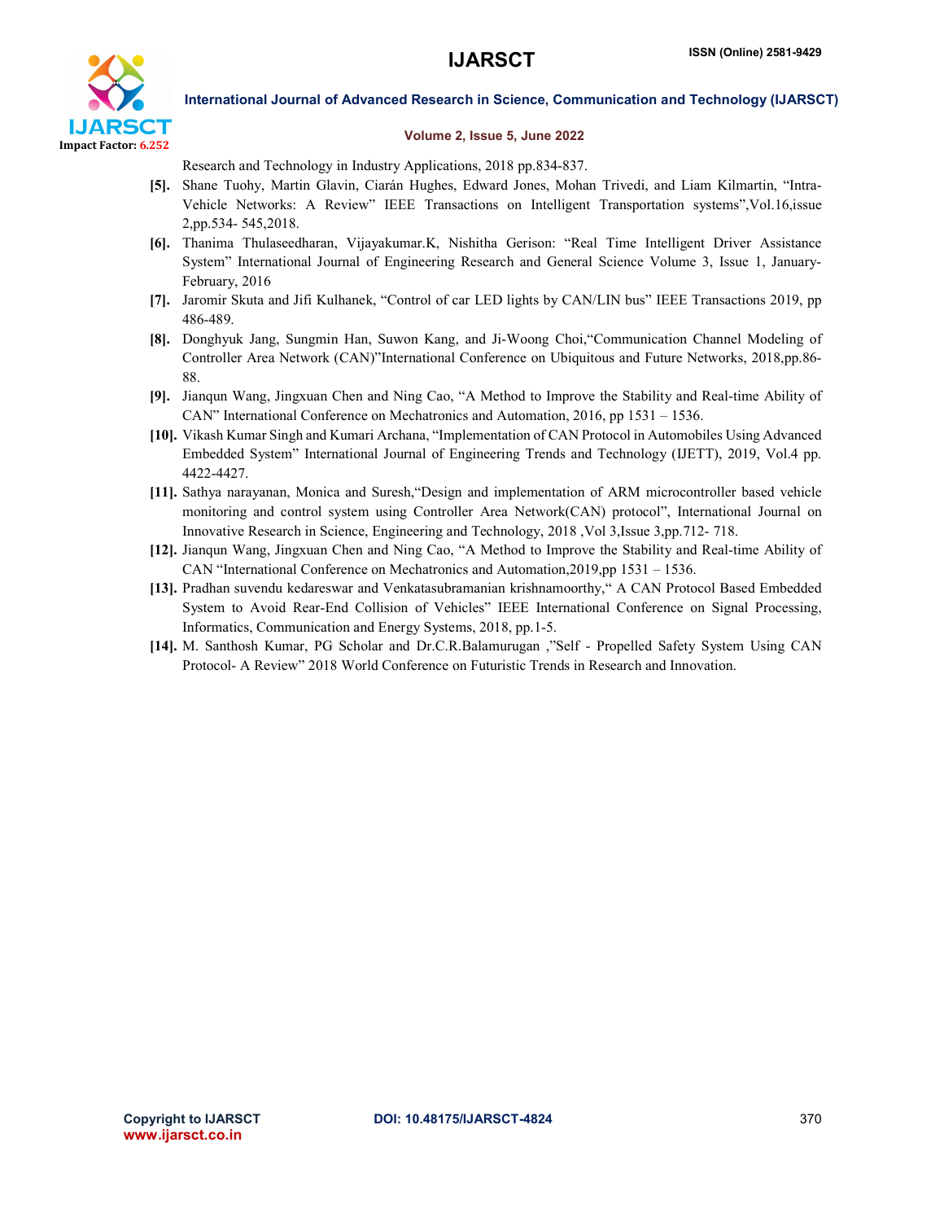Research and Technology in Industry Applications, 2018 pp.834-837.

**[5].** Shane Tuohy, Martin Glavin, Ciarán Hughes, Edward Jones, Mohan Trivedi, and Liam Kilmartin, "Intra-Vehicle Networks: A Review" IEEE Transactions on Intelligent Transportation systems",Vol.16,issue 2,pp.534- 545,2018.

**[6].** Thanima Thulaseedharan, Vijayakumar.K, Nishitha Gerison: "Real Time Intelligent Driver Assistance System" International Journal of Engineering Research and General Science Volume 3, Issue 1, January-February, 2016

**[7].** Jaromir Skuta and Jifi Kulhanek, "Control of car LED lights by CAN/LIN bus" IEEE Transactions 2019, pp 486-489.

**[8].** Donghyuk Jang, Sungmin Han, Suwon Kang, and Ji-Woong Choi,"Communication Channel Modeling of Controller Area Network (CAN)"International Conference on Ubiquitous and Future Networks, 2018,pp.86-88.

**[9].** Jianqun Wang, Jingxuan Chen and Ning Cao, "A Method to Improve the Stability and Real-time Ability of CAN" International Conference on Mechatronics and Automation, 2016, pp 1531 – 1536.

**[10].** Vikash Kumar Singh and Kumari Archana, "Implementation of CAN Protocol in Automobiles Using Advanced Embedded System" International Journal of Engineering Trends and Technology (IJETT), 2019, Vol.4 pp. 4422-4427.

**[11].** Sathya narayanan, Monica and Suresh,"Design and implementation of ARM microcontroller based vehicle monitoring and control system using Controller Area Network(CAN) protocol", International Journal on Innovative Research in Science, Engineering and Technology, 2018 ,Vol 3,Issue 3,pp.712- 718.

**[12].** Jianqun Wang, Jingxuan Chen and Ning Cao, "A Method to Improve the Stability and Real-time Ability of CAN "International Conference on Mechatronics and Automation,2019,pp 1531 – 1536.

**[13].** Pradhan suvendu kedareswar and Venkatasubramanian krishnamoorthy," A CAN Protocol Based Embedded System to Avoid Rear-End Collision of Vehicles" IEEE International Conference on Signal Processing, Informatics, Communication and Energy Systems, 2018, pp.1-5.

**[14].** M. Santhosh Kumar, PG Scholar and Dr.C.R.Balamurugan ,"Self - Propelled Safety System Using CAN Protocol- A Review" 2018 World Conference on Futuristic Trends in Research and Innovation.